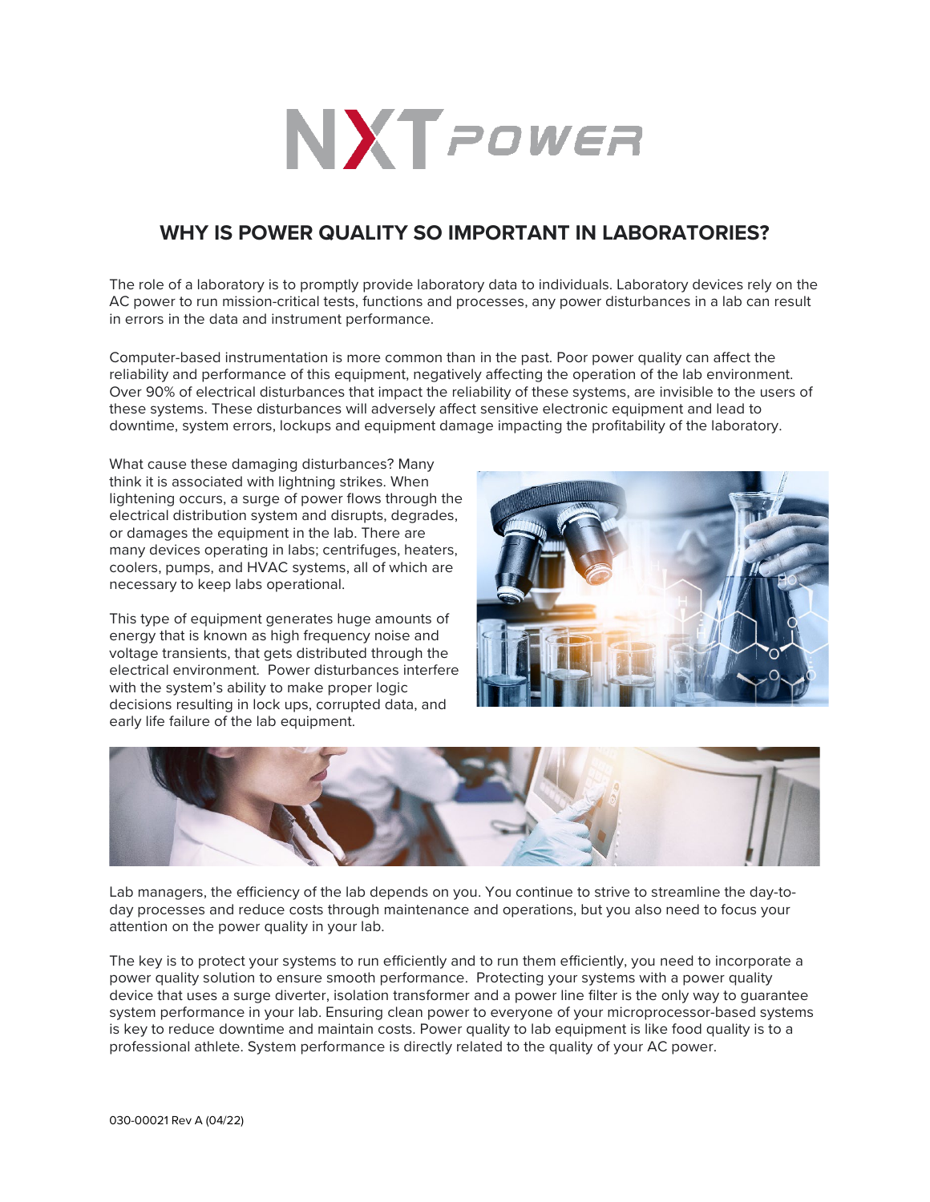# WHY IS POWER QUALITY SO IMPORTANT IN LABORATORIES?

The role of a laboratory is to promptly provide laboratory data to individuals. Laboratory devices rely on the AC power to run mission-critical tests, functions and processes, any power disturbances in a lab can result in errors in the data and instrument performance.

Computer-based instrumentation is more common than in the past. Poor power quality can affect the reliability and performance of this equipment, negatively affecting the operation of the lab environment. Over 90% of electrical disturbances that impact the reliability of these systems, are invisible to the users of these systems. These disturbances will adversely affect sensitive electronic equipment and lead to downtime, system errors, lockups and equipment damage impacting the profitability of the laboratory.

What cause these damaging disturbances? Many think it is associated with lightning strikes. When lightening occurs, a surge of power flows through the electrical distribution system and disrupts, degrades, or damages the equipment in the lab. There are many devices operating in labs; centrifuges, heaters, coolers, pumps, and HVAC systems, all of which are necessary to keep labs operational.

This type of equipment generates huge amounts of energy that is known as high frequency noise and voltage transients, that gets distributed through the electrical environment. Power disturbances interfere with the system's ability to make proper logic decisions resulting in lock ups, corrupted data, and early life failure of the lab equipment.

Lab managers, the efficiency of the lab depends on you. You continue to strive to streamline the day-to-day processes and reduce costs through maintenance and operations, but you also need to focus your attention on the power quality in your lab.

The key is to protect your systems to run efficiently and to run them efficiently, you need to incorporate a power quality solution to ensure smooth performance. Protecting your systems with a power quality device that uses a surge diverter, isolation transformer and a power line filter is the only way to guarantee system performance in your lab. Ensuring clean power to everyone of your microprocessor-based systems is key to reduce downtime and maintain costs. Power quality to lab equipment is like food quality is to a professional athlete. System performance is directly related to the quality of your AC power.

030-00021 Rev A (04/22)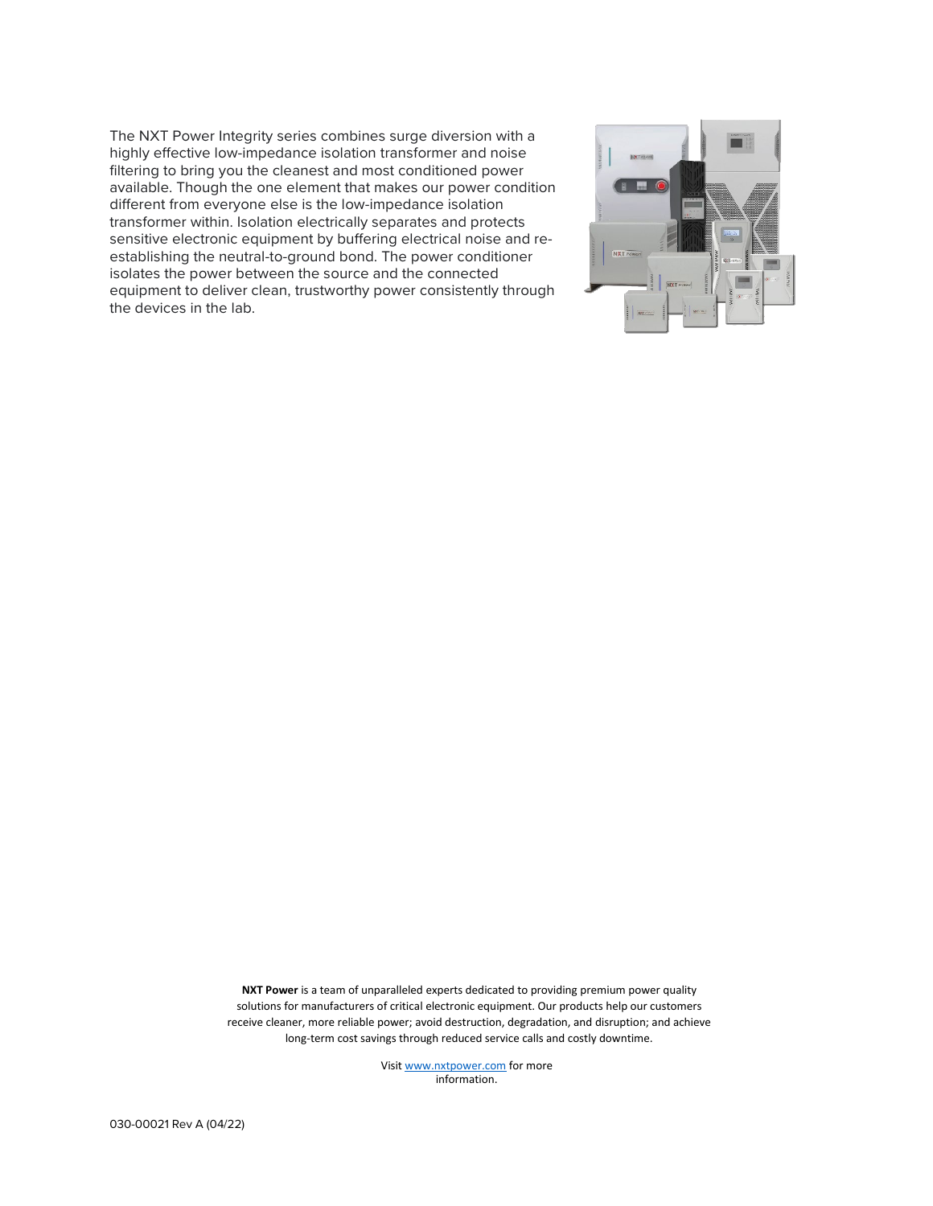The NXT Power Integrity series combines surge diversion with a highly effective low-impedance isolation transformer and noise filtering to bring you the cleanest and most conditioned power available. Though the one element that makes our power condition different from everyone else is the low-impedance isolation transformer within. Isolation electrically separates and protects sensitive electronic equipment by buffering electrical noise and re-establishing the neutral-to-ground bond. The power conditioner isolates the power between the source and the connected equipment to deliver clean, trustworthy power consistently through the devices in the lab.

**NXT Power** is a team of unparalleled experts dedicated to providing premium power quality solutions for manufacturers of critical electronic equipment. Our products help our customers receive cleaner, more reliable power; avoid destruction, degradation, and disruption; and achieve long-term cost savings through reduced service calls and costly downtime.

Visit www.nxtpower.com for more information.

030-00021 Rev A (04/22)